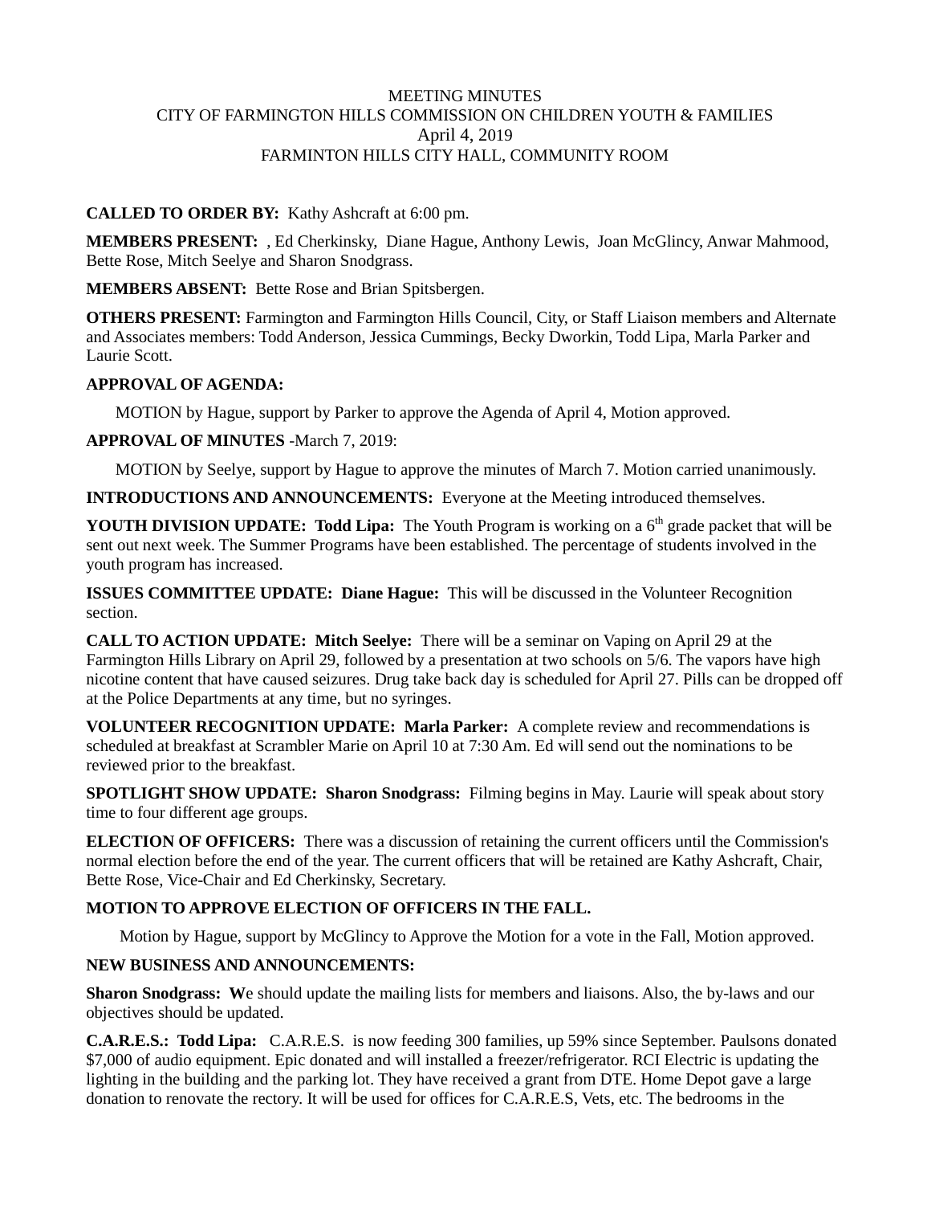MEETING MINUTES
CITY OF FARMINGTON HILLS COMMISSION ON CHILDREN YOUTH & FAMILIES
April 4, 2019
FARMINTON HILLS CITY HALL, COMMUNITY ROOM

**CALLED TO ORDER BY:** Kathy Ashcraft at 6:00 pm.

**MEMBERS PRESENT:** , Ed Cherkinsky, Diane Hague, Anthony Lewis, Joan McGlincy, Anwar Mahmood, Bette Rose, Mitch Seelye and Sharon Snodgrass.

**MEMBERS ABSENT:** Bette Rose and Brian Spitsbergen.

**OTHERS PRESENT:** Farmington and Farmington Hills Council, City, or Staff Liaison members and Alternate and Associates members: Todd Anderson, Jessica Cummings, Becky Dworkin, Todd Lipa, Marla Parker and Laurie Scott.

**APPROVAL OF AGENDA:**

MOTION by Hague, support by Parker to approve the Agenda of April 4, Motion approved.

**APPROVAL OF MINUTES** -March 7, 2019:

MOTION by Seelye, support by Hague to approve the minutes of March 7. Motion carried unanimously.

**INTRODUCTIONS AND ANNOUNCEMENTS:** Everyone at the Meeting introduced themselves.

**YOUTH DIVISION UPDATE: Todd Lipa:** The Youth Program is working on a 6th grade packet that will be sent out next week. The Summer Programs have been established. The percentage of students involved in the youth program has increased.

**ISSUES COMMITTEE UPDATE: Diane Hague:** This will be discussed in the Volunteer Recognition section.

**CALL TO ACTION UPDATE: Mitch Seelye:** There will be a seminar on Vaping on April 29 at the Farmington Hills Library on April 29, followed by a presentation at two schools on 5/6. The vapors have high nicotine content that have caused seizures. Drug take back day is scheduled for April 27. Pills can be dropped off at the Police Departments at any time, but no syringes.

**VOLUNTEER RECOGNITION UPDATE: Marla Parker:** A complete review and recommendations is scheduled at breakfast at Scrambler Marie on April 10 at 7:30 Am. Ed will send out the nominations to be reviewed prior to the breakfast.

**SPOTLIGHT SHOW UPDATE: Sharon Snodgrass:** Filming begins in May. Laurie will speak about story time to four different age groups.

**ELECTION OF OFFICERS:** There was a discussion of retaining the current officers until the Commission's normal election before the end of the year. The current officers that will be retained are Kathy Ashcraft, Chair, Bette Rose, Vice-Chair and Ed Cherkinsky, Secretary.

**MOTION TO APPROVE ELECTION OF OFFICERS IN THE FALL.**

Motion by Hague, support by McGlincy to Approve the Motion for a vote in the Fall, Motion approved.

**NEW BUSINESS AND ANNOUNCEMENTS:**

**Sharon Snodgrass: W**e should update the mailing lists for members and liaisons. Also, the by-laws and our objectives should be updated.

**C.A.R.E.S.: Todd Lipa:** C.A.R.E.S. is now feeding 300 families, up 59% since September. Paulsons donated $7,000 of audio equipment. Epic donated and will installed a freezer/refrigerator. RCI Electric is updating the lighting in the building and the parking lot. They have received a grant from DTE. Home Depot gave a large donation to renovate the rectory. It will be used for offices for C.A.R.E.S, Vets, etc. The bedrooms in the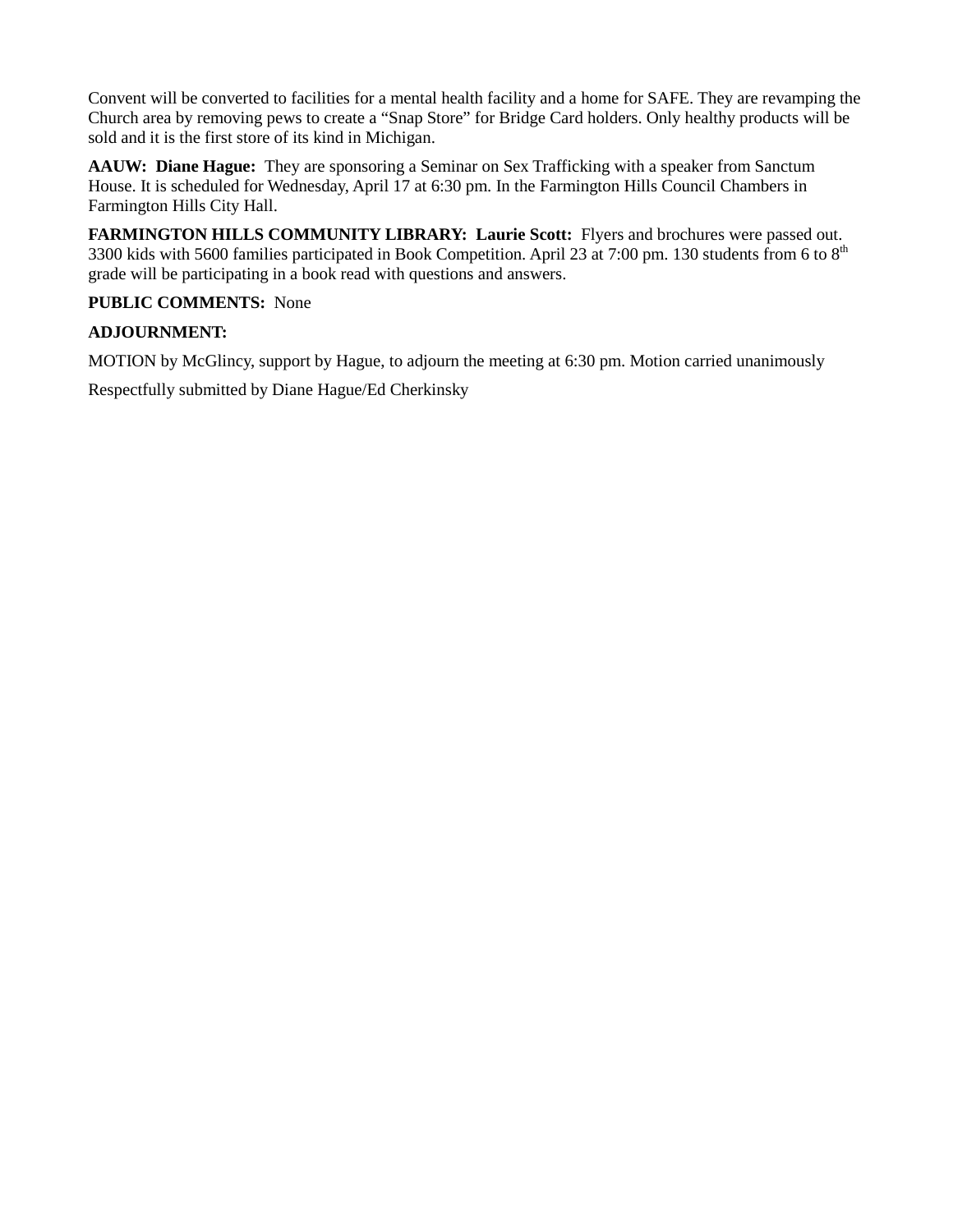Convent will be converted to facilities for a mental health facility and a home for SAFE. They are revamping the Church area by removing pews to create a "Snap Store" for Bridge Card holders. Only healthy products will be sold and it is the first store of its kind in Michigan.

**AAUW: Diane Hague:** They are sponsoring a Seminar on Sex Trafficking with a speaker from Sanctum House. It is scheduled for Wednesday, April 17 at 6:30 pm. In the Farmington Hills Council Chambers in Farmington Hills City Hall.

**FARMINGTON HILLS COMMUNITY LIBRARY: Laurie Scott:** Flyers and brochures were passed out. 3300 kids with 5600 families participated in Book Competition. April 23 at 7:00 pm. 130 students from 6 to 8th grade will be participating in a book read with questions and answers.

**PUBLIC COMMENTS:** None

**ADJOURNMENT:**

MOTION by McGlincy, support by Hague, to adjourn the meeting at 6:30 pm. Motion carried unanimously

Respectfully submitted by Diane Hague/Ed Cherkinsky